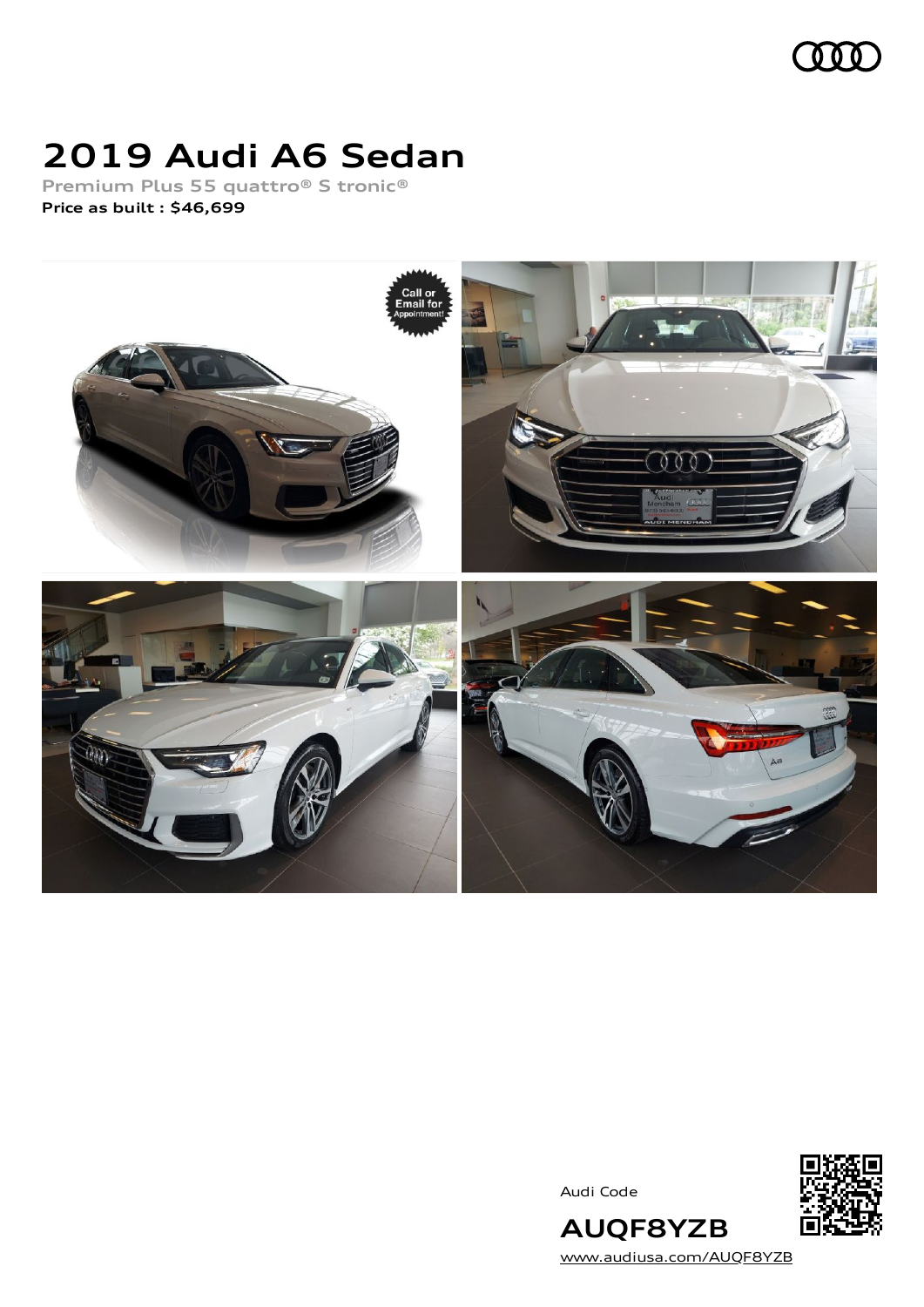# 2019 Audi A6 Sedan

**Premium Plus 55 quattro® S tronic®**

**Price as built : $46,699**

Audi Code

**AUQF8YZB**

www.audiusa.com/AUQF8YZB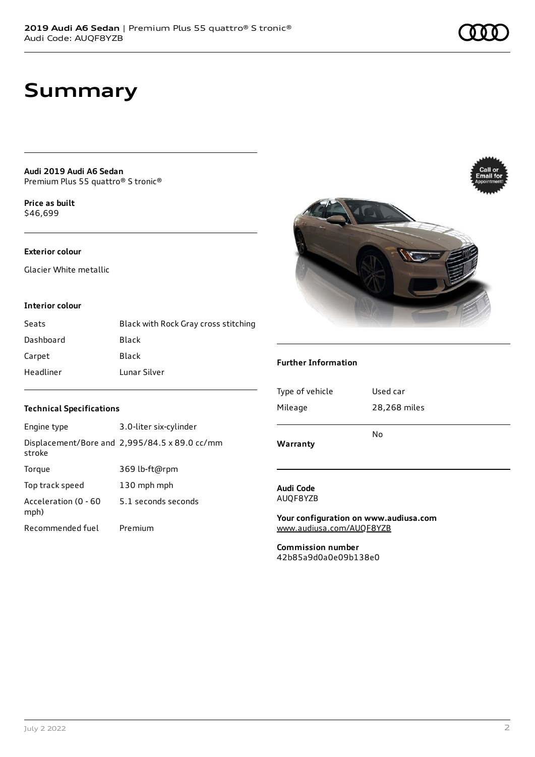# Summary

**Audi 2019 Audi A6 Sedan**
Premium Plus 55 quattro® S tronic®

**Price as built**
$46,699

**Exterior colour**

Glacier White metallic

**Interior colour**

| | |
|---|---|
| Seats | Black with Rock Gray cross stitching |
| Dashboard | Black |
| Carpet | Black |
| Headliner | Lunar Silver |

**Technical Specifications**

| | |
|---|---|
| Engine type | 3.0-liter six-cylinder |
| Displacement/Bore and stroke | 2,995/84.5 x 89.0 cc/mm |
| Torque | 369 lb-ft@rpm |
| Top track speed | 130 mph mph |
| Acceleration (0 - 60 mph) | 5.1 seconds seconds |
| Recommended fuel | Premium |

**Further Information**

| | |
|---|---|
| Type of vehicle | Used car |
| Mileage | 28,268 miles |
| **Warranty** | No |

**Audi Code**
AUQF8YZB

**Your configuration on www.audiusa.com**
www.audiusa.com/AUQF8YZB

**Commission number**
42b85a9d0a0e09b138e0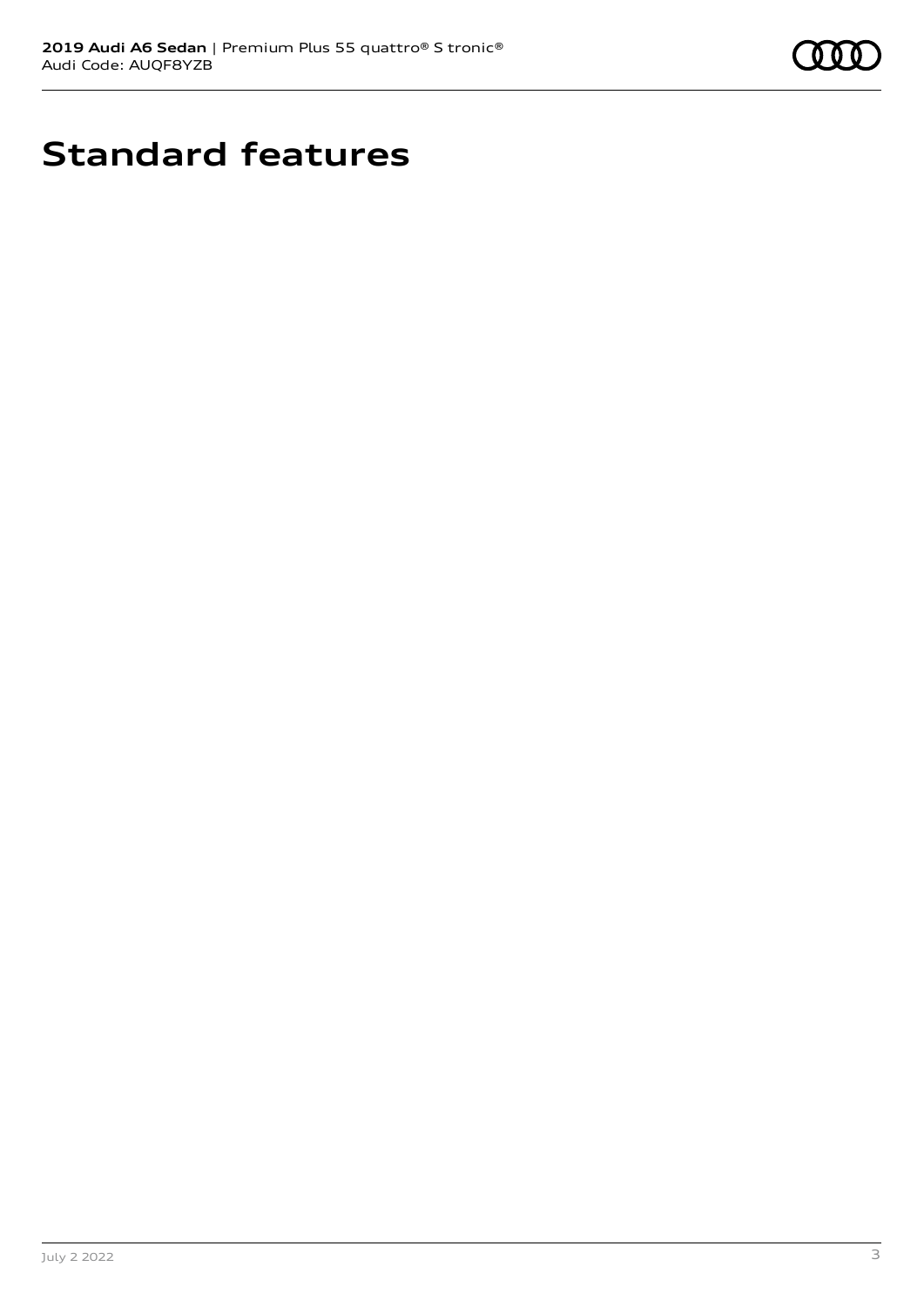# Standard features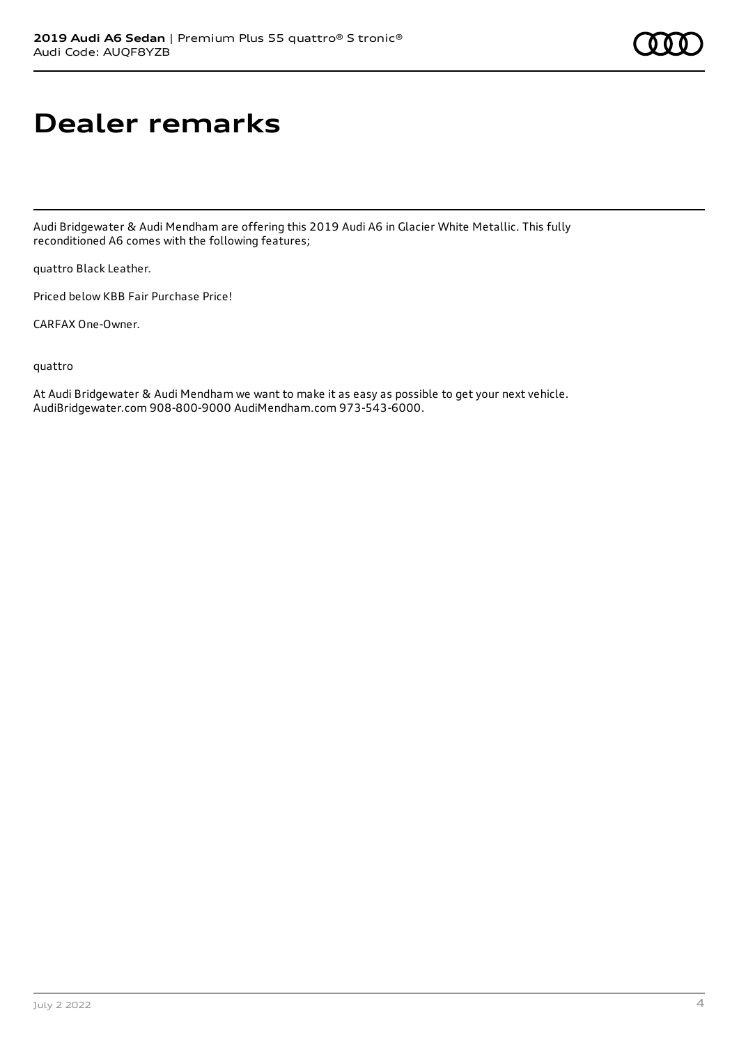# Dealer remarks

Audi Bridgewater & Audi Mendham are offering this 2019 Audi A6 in Glacier White Metallic. This fully reconditioned A6 comes with the following features;

quattro Black Leather.

Priced below KBB Fair Purchase Price!

CARFAX One-Owner.

quattro

At Audi Bridgewater & Audi Mendham we want to make it as easy as possible to get your next vehicle. AudiBridgewater.com 908-800-9000 AudiMendham.com 973-543-6000.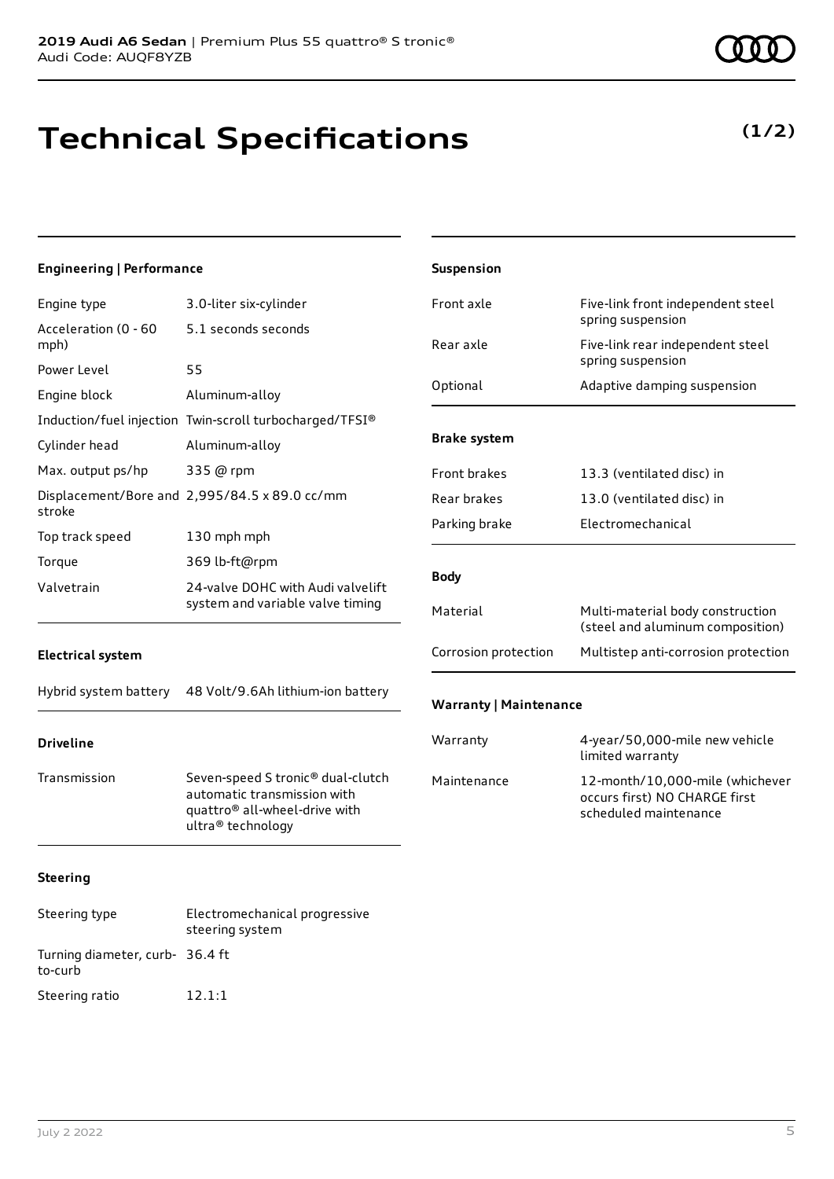2019 Audi A6 Sedan | Premium Plus 55 quattro® S tronic®
Audi Code: AUQF8YZB

# Technical Specifications

**(1/2)**

### Engineering | Performance

| | |
|---|---|
| Engine type | 3.0-liter six-cylinder |
| Acceleration (0 - 60 mph) | 5.1 seconds seconds |
| Power Level | 55 |
| Engine block | Aluminum-alloy |
| Induction/fuel injection | Twin-scroll turbocharged/TFSI® |
| Cylinder head | Aluminum-alloy |
| Max. output ps/hp | 335 @ rpm |
| Displacement/Bore and stroke | 2,995/84.5 x 89.0 cc/mm |
| Top track speed | 130 mph mph |
| Torque | 369 lb-ft@rpm |
| Valvetrain | 24-valve DOHC with Audi valvelift system and variable valve timing |

### Electrical system

| | |
|---|---|
| Hybrid system battery | 48 Volt/9.6Ah lithium-ion battery |

### Driveline

| | |
|---|---|
| Transmission | Seven-speed S tronic® dual-clutch automatic transmission with quattro® all-wheel-drive with ultra® technology |

### Steering

| | |
|---|---|
| Steering type | Electromechanical progressive steering system |
| Turning diameter, curb-to-curb | 36.4 ft |
| Steering ratio | 12.1:1 |

### Suspension

| | |
|---|---|
| Front axle | Five-link front independent steel spring suspension |
| Rear axle | Five-link rear independent steel spring suspension |
| Optional | Adaptive damping suspension |

### Brake system

| | |
|---|---|
| Front brakes | 13.3 (ventilated disc) in |
| Rear brakes | 13.0 (ventilated disc) in |
| Parking brake | Electromechanical |

### Body

| | |
|---|---|
| Material | Multi-material body construction (steel and aluminum composition) |
| Corrosion protection | Multistep anti-corrosion protection |

### Warranty | Maintenance

| | |
|---|---|
| Warranty | 4-year/50,000-mile new vehicle limited warranty |
| Maintenance | 12-month/10,000-mile (whichever occurs first) NO CHARGE first scheduled maintenance |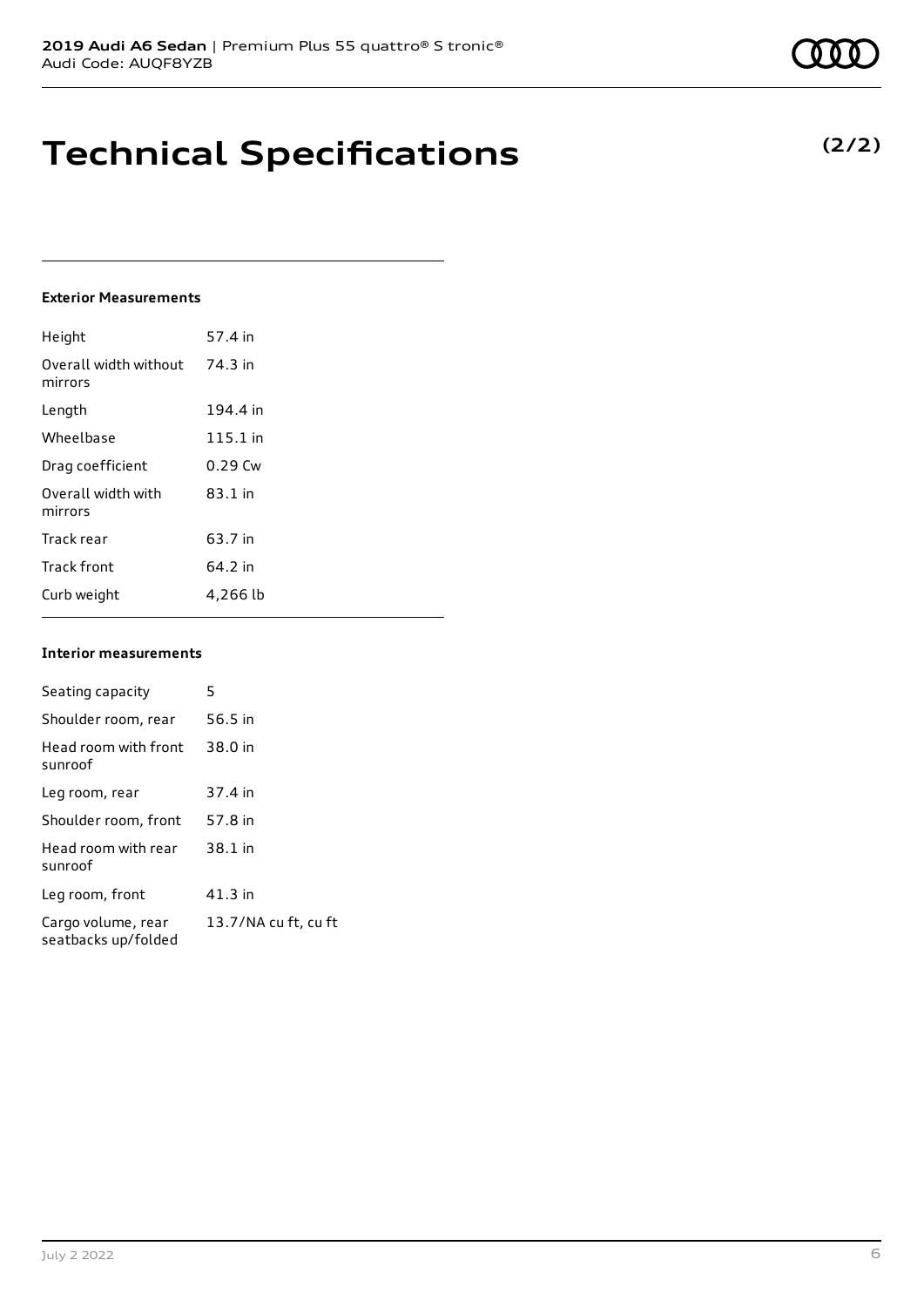# Technical Specifications

**(2/2)**

### Exterior Measurements

| | |
|---|---|
| Height | 57.4 in |
| Overall width without mirrors | 74.3 in |
| Length | 194.4 in |
| Wheelbase | 115.1 in |
| Drag coefficient | 0.29 Cw |
| Overall width with mirrors | 83.1 in |
| Track rear | 63.7 in |
| Track front | 64.2 in |
| Curb weight | 4,266 lb |

### Interior measurements

| | |
|---|---|
| Seating capacity | 5 |
| Shoulder room, rear | 56.5 in |
| Head room with front sunroof | 38.0 in |
| Leg room, rear | 37.4 in |
| Shoulder room, front | 57.8 in |
| Head room with rear sunroof | 38.1 in |
| Leg room, front | 41.3 in |
| Cargo volume, rear seatbacks up/folded | 13.7/NA cu ft, cu ft |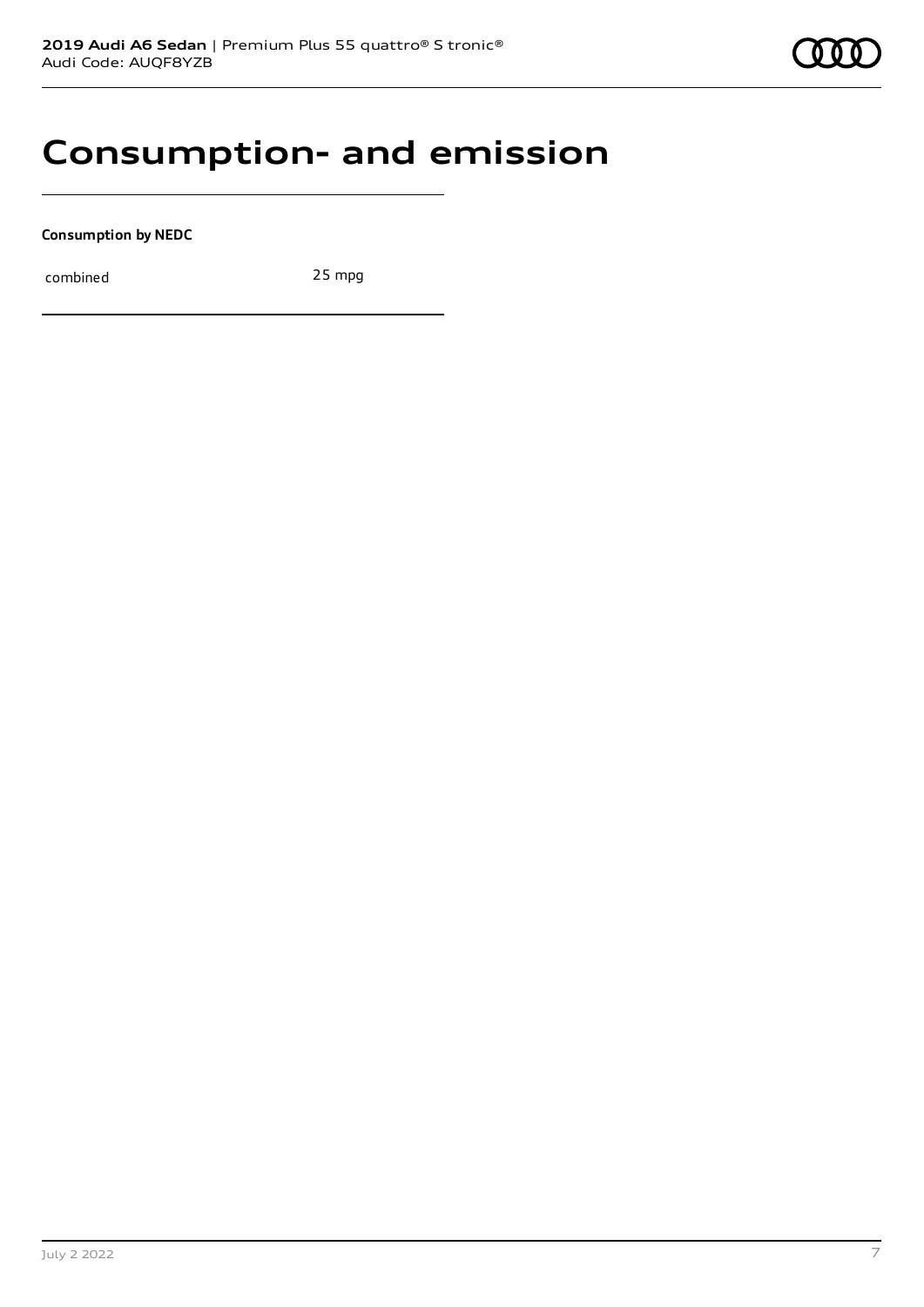# Consumption- and emission

**Consumption by NEDC**

| combined | 25 mpg |
|---|---|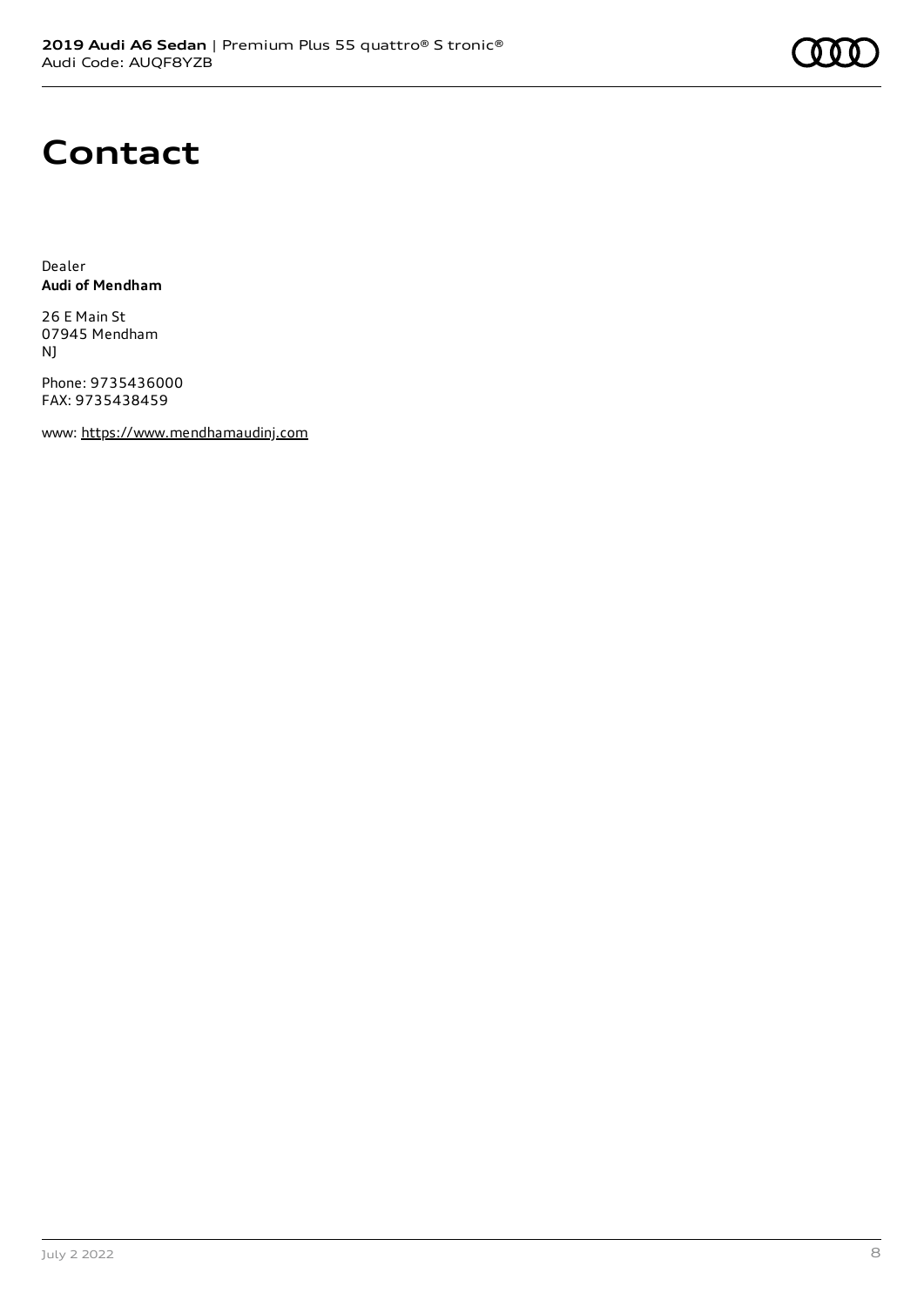# Contact

Dealer
**Audi of Mendham**

26 E Main St
07945 Mendham
NJ

Phone: 9735436000
FAX: 9735438459

www: https://www.mendhamaudinj.com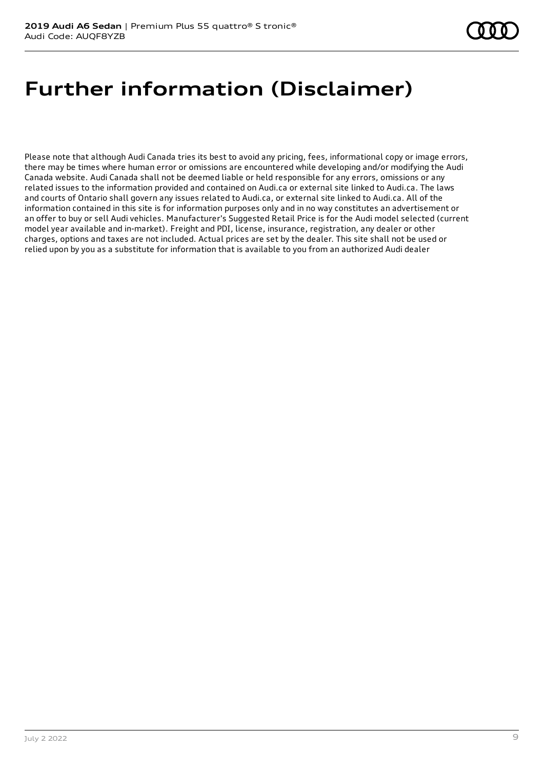# Further information (Disclaimer)

Please note that although Audi Canada tries its best to avoid any pricing, fees, informational copy or image errors, there may be times where human error or omissions are encountered while developing and/or modifying the Audi Canada website. Audi Canada shall not be deemed liable or held responsible for any errors, omissions or any related issues to the information provided and contained on Audi.ca or external site linked to Audi.ca. The laws and courts of Ontario shall govern any issues related to Audi.ca, or external site linked to Audi.ca. All of the information contained in this site is for information purposes only and in no way constitutes an advertisement or an offer to buy or sell Audi vehicles. Manufacturer's Suggested Retail Price is for the Audi model selected (current model year available and in-market). Freight and PDI, license, insurance, registration, any dealer or other charges, options and taxes are not included. Actual prices are set by the dealer. This site shall not be used or relied upon by you as a substitute for information that is available to you from an authorized Audi dealer